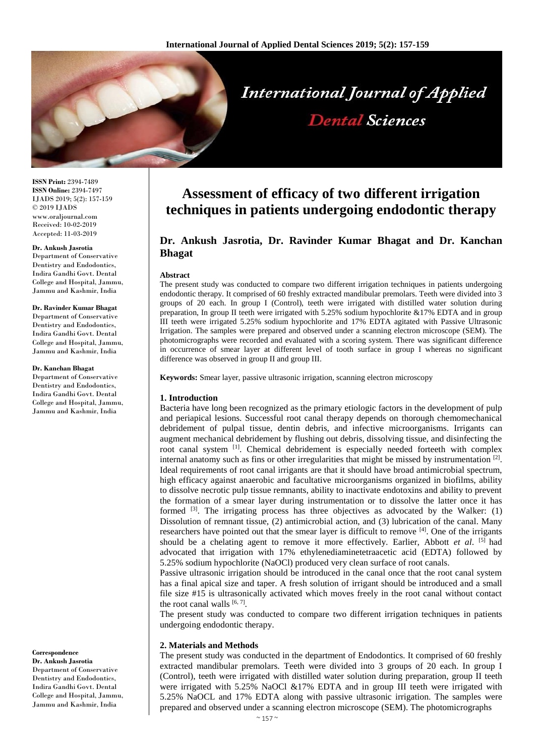# Assessment of efficacy of two different irrigation techniques in patients undergoing endodontic therapy

## Dr. Ankush Jasrotia, Dr. Ravinder Kumar Bhagat and Dr. Kanchan Bhagat

**ISSN Print:** 2394-7489
**ISSN Online:** 2394-7497
IJADS 2019; 5(2): 157-159
© 2019 IJADS
www.oraljournal.com
Received: 10-02-2019
Accepted: 11-03-2019

**Dr. Ankush Jasrotia**
Department of Conservative Dentistry and Endodontics, Indira Gandhi Govt. Dental College and Hospital, Jammu, Jammu and Kashmir, India

**Dr. Ravinder Kumar Bhagat**
Department of Conservative Dentistry and Endodontics, Indira Gandhi Govt. Dental College and Hospital, Jammu, Jammu and Kashmir, India

**Dr. Kanchan Bhagat**
Department of Conservative Dentistry and Endodontics, Indira Gandhi Govt. Dental College and Hospital, Jammu, Jammu and Kashmir, India

**Correspondence**
**Dr. Ankush Jasrotia**
Department of Conservative Dentistry and Endodontics, Indira Gandhi Govt. Dental College and Hospital, Jammu, Jammu and Kashmir, India

### Abstract

The present study was conducted to compare two different irrigation techniques in patients undergoing endodontic therapy. It comprised of 60 freshly extracted mandibular premolars. Teeth were divided into 3 groups of 20 each. In group I (Control), teeth were irrigated with distilled water solution during preparation, In group II teeth were irrigated with 5.25% sodium hypochlorite &17% EDTA and in group III teeth were irrigated 5.25% sodium hypochlorite and 17% EDTA agitated with Passive Ultrasonic Irrigation. The samples were prepared and observed under a scanning electron microscope (SEM). The photomicrographs were recorded and evaluated with a scoring system. There was significant difference in occurrence of smear layer at different level of tooth surface in group I whereas no significant difference was observed in group II and group III.

**Keywords:** Smear layer, passive ultrasonic irrigation, scanning electron microscopy

## 1. Introduction

Bacteria have long been recognized as the primary etiologic factors in the development of pulp and periapical lesions. Successful root canal therapy depends on thorough chemomechanical debridement of pulpal tissue, dentin debris, and infective microorganisms. Irrigants can augment mechanical debridement by flushing out debris, dissolving tissue, and disinfecting the root canal system [1]. Chemical debridement is especially needed forteeth with complex internal anatomy such as fins or other irregularities that might be missed by instrumentation [2]. Ideal requirements of root canal irrigants are that it should have broad antimicrobial spectrum, high efficacy against anaerobic and facultative microorganisms organized in biofilms, ability to dissolve necrotic pulp tissue remnants, ability to inactivate endotoxins and ability to prevent the formation of a smear layer during instrumentation or to dissolve the latter once it has formed [3]. The irrigating process has three objectives as advocated by the Walker: (1) Dissolution of remnant tissue, (2) antimicrobial action, and (3) lubrication of the canal. Many researchers have pointed out that the smear layer is difficult to remove [4]. One of the irrigants should be a chelating agent to remove it more effectively. Earlier, Abbott *et al*. [5] had advocated that irrigation with 17% ethylenediaminetetraacetic acid (EDTA) followed by 5.25% sodium hypochlorite (NaOCl) produced very clean surface of root canals.

Passive ultrasonic irrigation should be introduced in the canal once that the root canal system has a final apical size and taper. A fresh solution of irrigant should be introduced and a small file size #15 is ultrasonically activated which moves freely in the root canal without contact the root canal walls [6, 7].

The present study was conducted to compare two different irrigation techniques in patients undergoing endodontic therapy.

## 2. Materials and Methods

The present study was conducted in the department of Endodontics. It comprised of 60 freshly extracted mandibular premolars. Teeth were divided into 3 groups of 20 each. In group I (Control), teeth were irrigated with distilled water solution during preparation, group II teeth were irrigated with 5.25% NaOCl &17% EDTA and in group III teeth were irrigated with 5.25% NaOCL and 17% EDTA along with passive ultrasonic irrigation. The samples were prepared and observed under a scanning electron microscope (SEM). The photomicrographs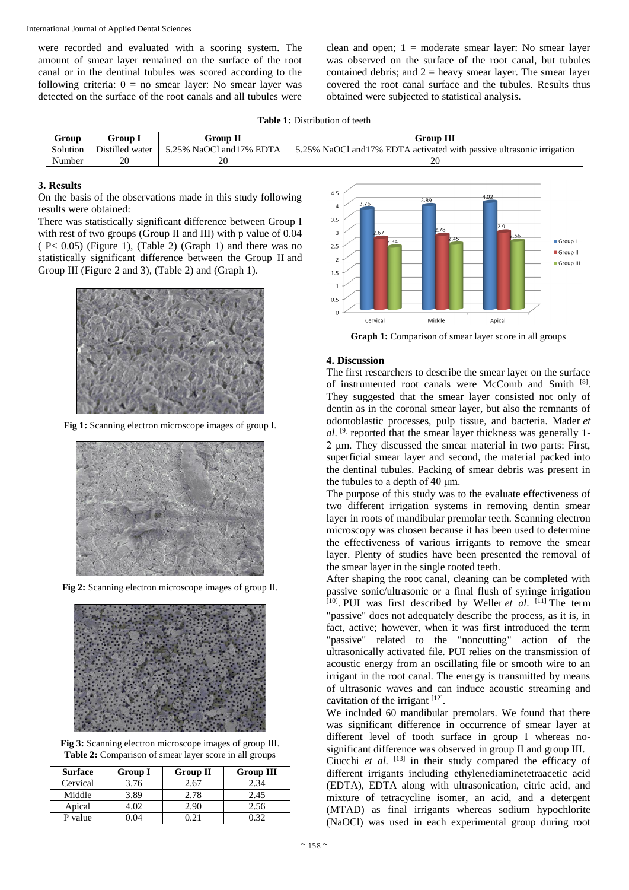were recorded and evaluated with a scoring system. The amount of smear layer remained on the surface of the root canal or in the dentinal tubules was scored according to the following criteria: 0 = no smear layer: No smear layer was detected on the surface of the root canals and all tubules were clean and open; 1 = moderate smear layer: No smear layer was observed on the surface of the root canal, but tubules contained debris; and 2 = heavy smear layer. The smear layer covered the root canal surface and the tubules. Results thus obtained were subjected to statistical analysis.

**Table 1:** Distribution of teeth

| Group | Group I | Group II | Group III |
|---|---|---|---|
| Solution | Distilled water | 5.25% NaOCl and17% EDTA | 5.25% NaOCl and17% EDTA activated with passive ultrasonic irrigation |
| Number | 20 | 20 | 20 |

## 3. Results

On the basis of the observations made in this study following results were obtained:

There was statistically significant difference between Group I with rest of two groups (Group II and III) with p value of 0.04 ( P< 0.05) (Figure 1), (Table 2) (Graph 1) and there was no statistically significant difference between the Group II and Group III (Figure 2 and 3), (Table 2) and (Graph 1).

**Fig 1:** Scanning electron microscope images of group I.

**Fig 2:** Scanning electron microscope images of group II.

**Fig 3:** Scanning electron microscope images of group III.

**Table 2:** Comparison of smear layer score in all groups

| Surface | Group I | Group II | Group III |
|---|---|---|---|
| Cervical | 3.76 | 2.67 | 2.34 |
| Middle | 3.89 | 2.78 | 2.45 |
| Apical | 4.02 | 2.90 | 2.56 |
| P value | 0.04 | 0.21 | 0.32 |

4.5
4
3.5
3
2.5
2
1.5
1
0.5
0
3.76
2.67
2.34
3.89
2.78
2.45
4.02
2.9
2.56
Cervical
Middle
Apical
Group I
Group II
Group III

**Graph 1:** Comparison of smear layer score in all groups

## 4. Discussion

The first researchers to describe the smear layer on the surface of instrumented root canals were McComb and Smith [8]. They suggested that the smear layer consisted not only of dentin as in the coronal smear layer, but also the remnants of odontoblastic processes, pulp tissue, and bacteria. Mader *et al*. [9] reported that the smear layer thickness was generally 1-2 μm. They discussed the smear material in two parts: First, superficial smear layer and second, the material packed into the dentinal tubules. Packing of smear debris was present in the tubules to a depth of 40 μm.

The purpose of this study was to the evaluate effectiveness of two different irrigation systems in removing dentin smear layer in roots of mandibular premolar teeth. Scanning electron microscopy was chosen because it has been used to determine the effectiveness of various irrigants to remove the smear layer. Plenty of studies have been presented the removal of the smear layer in the single rooted teeth.

After shaping the root canal, cleaning can be completed with passive sonic/ultrasonic or a final flush of syringe irrigation [10]. PUI was first described by Weller *et al*. [11] The term "passive" does not adequately describe the process, as it is, in fact, active; however, when it was first introduced the term "passive" related to the "noncutting" action of the ultrasonically activated file. PUI relies on the transmission of acoustic energy from an oscillating file or smooth wire to an irrigant in the root canal. The energy is transmitted by means of ultrasonic waves and can induce acoustic streaming and cavitation of the irrigant [12].

We included 60 mandibular premolars. We found that there was significant difference in occurrence of smear layer at different level of tooth surface in group I whereas no-significant difference was observed in group II and group III.

Ciucchi *et al*. [13] in their study compared the efficacy of different irrigants including ethylenediaminetetraacetic acid (EDTA), EDTA along with ultrasonication, citric acid, and mixture of tetracycline isomer, an acid, and a detergent (MTAD) as final irrigants whereas sodium hypochlorite (NaOCl) was used in each experimental group during root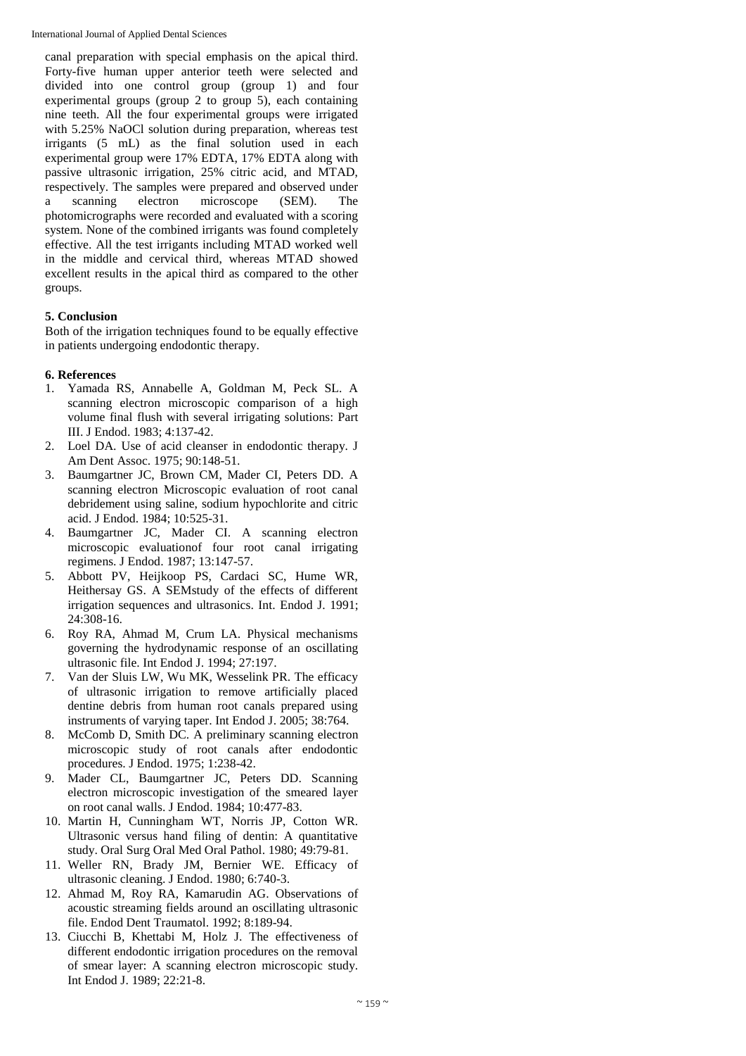canal preparation with special emphasis on the apical third. Forty-five human upper anterior teeth were selected and divided into one control group (group 1) and four experimental groups (group 2 to group 5), each containing nine teeth. All the four experimental groups were irrigated with 5.25% NaOCl solution during preparation, whereas test irrigants (5 mL) as the final solution used in each experimental group were 17% EDTA, 17% EDTA along with passive ultrasonic irrigation, 25% citric acid, and MTAD, respectively. The samples were prepared and observed under a scanning electron microscope (SEM). The photomicrographs were recorded and evaluated with a scoring system. None of the combined irrigants was found completely effective. All the test irrigants including MTAD worked well in the middle and cervical third, whereas MTAD showed excellent results in the apical third as compared to the other groups.

## 5. Conclusion

Both of the irrigation techniques found to be equally effective in patients undergoing endodontic therapy.

## 6. References

1. Yamada RS, Annabelle A, Goldman M, Peck SL. A scanning electron microscopic comparison of a high volume final flush with several irrigating solutions: Part III. J Endod. 1983; 4:137-42.
2. Loel DA. Use of acid cleanser in endodontic therapy. J Am Dent Assoc. 1975; 90:148-51.
3. Baumgartner JC, Brown CM, Mader CI, Peters DD. A scanning electron Microscopic evaluation of root canal debridement using saline, sodium hypochlorite and citric acid. J Endod. 1984; 10:525-31.
4. Baumgartner JC, Mader CI. A scanning electron microscopic evaluationof four root canal irrigating regimens. J Endod. 1987; 13:147-57.
5. Abbott PV, Heijkoop PS, Cardaci SC, Hume WR, Heithersay GS. A SEMstudy of the effects of different irrigation sequences and ultrasonics. Int. Endod J. 1991; 24:308-16.
6. Roy RA, Ahmad M, Crum LA. Physical mechanisms governing the hydrodynamic response of an oscillating ultrasonic file. Int Endod J. 1994; 27:197.
7. Van der Sluis LW, Wu MK, Wesselink PR. The efficacy of ultrasonic irrigation to remove artificially placed dentine debris from human root canals prepared using instruments of varying taper. Int Endod J. 2005; 38:764.
8. McComb D, Smith DC. A preliminary scanning electron microscopic study of root canals after endodontic procedures. J Endod. 1975; 1:238-42.
9. Mader CL, Baumgartner JC, Peters DD. Scanning electron microscopic investigation of the smeared layer on root canal walls. J Endod. 1984; 10:477-83.
10. Martin H, Cunningham WT, Norris JP, Cotton WR. Ultrasonic versus hand filing of dentin: A quantitative study. Oral Surg Oral Med Oral Pathol. 1980; 49:79-81.
11. Weller RN, Brady JM, Bernier WE. Efficacy of ultrasonic cleaning. J Endod. 1980; 6:740-3.
12. Ahmad M, Roy RA, Kamarudin AG. Observations of acoustic streaming fields around an oscillating ultrasonic file. Endod Dent Traumatol. 1992; 8:189-94.
13. Ciucchi B, Khettabi M, Holz J. The effectiveness of different endodontic irrigation procedures on the removal of smear layer: A scanning electron microscopic study. Int Endod J. 1989; 22:21-8.